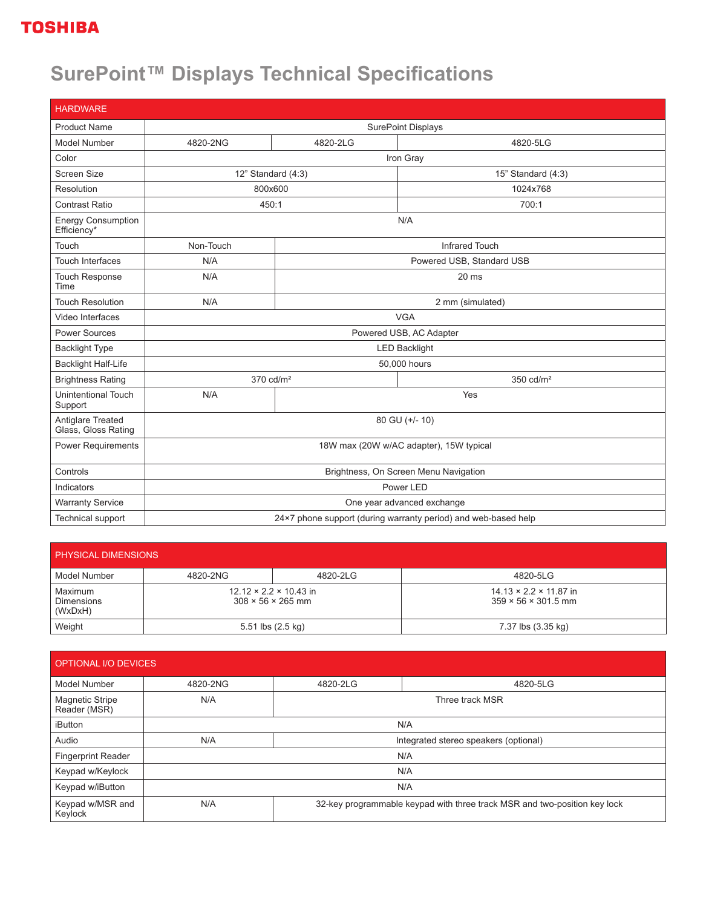**TOSHIBA**

# SurePoint™ Displays Technical Specifications

| HARDWARE | | | |
|---|---|---|---|
| Product Name | SurePoint Displays | | |
| Model Number | 4820-2NG | 4820-2LG | 4820-5LG |
| Color | Iron Gray | | |
| Screen Size | 12” Standard (4:3) | | 15” Standard (4:3) |
| Resolution | 800x600 | | 1024x768 |
| Contrast Ratio | 450:1 | | 700:1 |
| Energy Consumption Efficiency* | N/A | | |
| Touch | Non-Touch | Infrared Touch | |
| Touch Interfaces | N/A | Powered USB, Standard USB | |
| Touch Response Time | N/A | 20 ms | |
| Touch Resolution | N/A | 2 mm (simulated) | |
| Video Interfaces | VGA | | |
| Power Sources | Powered USB, AC Adapter | | |
| Backlight Type | LED Backlight | | |
| Backlight Half-Life | 50,000 hours | | |
| Brightness Rating | 370 cd/m² | | 350 cd/m² |
| Unintentional Touch Support | N/A | Yes | |
| Antiglare Treated Glass, Gloss Rating | 80 GU (+/- 10) | | |
| Power Requirements | 18W max (20W w/AC adapter), 15W typical | | |
| Controls | Brightness, On Screen Menu Navigation | | |
| Indicators | Power LED | | |
| Warranty Service | One year advanced exchange | | |
| Technical support | 24×7 phone support (during warranty period) and web-based help | | |

| PHYSICAL DIMENSIONS | | | |
|---|---|---|---|
| Model Number | 4820-2NG | 4820-2LG | 4820-5LG |
| Maximum Dimensions (WxDxH) | 12.12 × 2.2 × 10.43 in<br>308 × 56 × 265 mm | | 14.13 × 2.2 × 11.87 in<br>359 × 56 × 301.5 mm |
| Weight | 5.51 lbs (2.5 kg) | | 7.37 lbs (3.35 kg) |

| OPTIONAL I/O DEVICES | | | |
|---|---|---|---|
| Model Number | 4820-2NG | 4820-2LG | 4820-5LG |
| Magnetic Stripe Reader (MSR) | N/A | Three track MSR | |
| iButton | N/A | | |
| Audio | N/A | Integrated stereo speakers (optional) | |
| Fingerprint Reader | N/A | | |
| Keypad w/Keylock | N/A | | |
| Keypad w/iButton | N/A | | |
| Keypad w/MSR and Keylock | N/A | 32-key programmable keypad with three track MSR and two-position key lock | |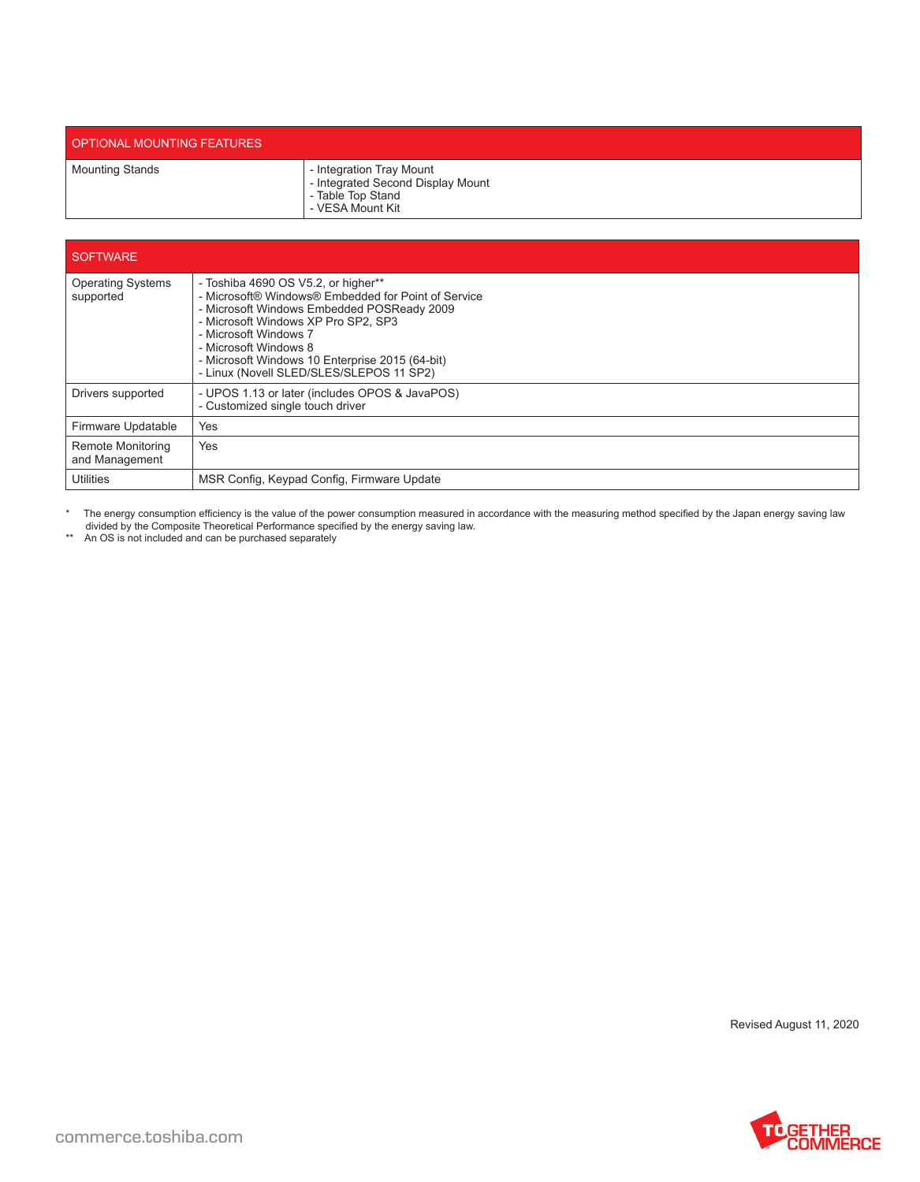| OPTIONAL MOUNTING FEATURES | |
|---|---|
| Mounting Stands | - Integration Tray Mount<br>- Integrated Second Display Mount<br>- Table Top Stand<br>- VESA Mount Kit |

| SOFTWARE | |
|---|---|
| Operating Systems supported | - Toshiba 4690 OS V5.2, or higher**<br>- Microsoft® Windows® Embedded for Point of Service<br>- Microsoft Windows Embedded POSReady 2009<br>- Microsoft Windows XP Pro SP2, SP3<br>- Microsoft Windows 7<br>- Microsoft Windows 8<br>- Microsoft Windows 10 Enterprise 2015 (64-bit)<br>- Linux (Novell SLED/SLES/SLEPOS 11 SP2) |
| Drivers supported | - UPOS 1.13 or later (includes OPOS & JavaPOS)<br>- Customized single touch driver |
| Firmware Updatable | Yes |
| Remote Monitoring and Management | Yes |
| Utilities | MSR Config, Keypad Config, Firmware Update |

\* The energy consumption efficiency is the value of the power consumption measured in accordance with the measuring method specified by the Japan energy saving law divided by the Composite Theoretical Performance specified by the energy saving law.

** An OS is not included and can be purchased separately

Revised August 11, 2020

commerce.toshiba.com

TOGETHER COMMERCE